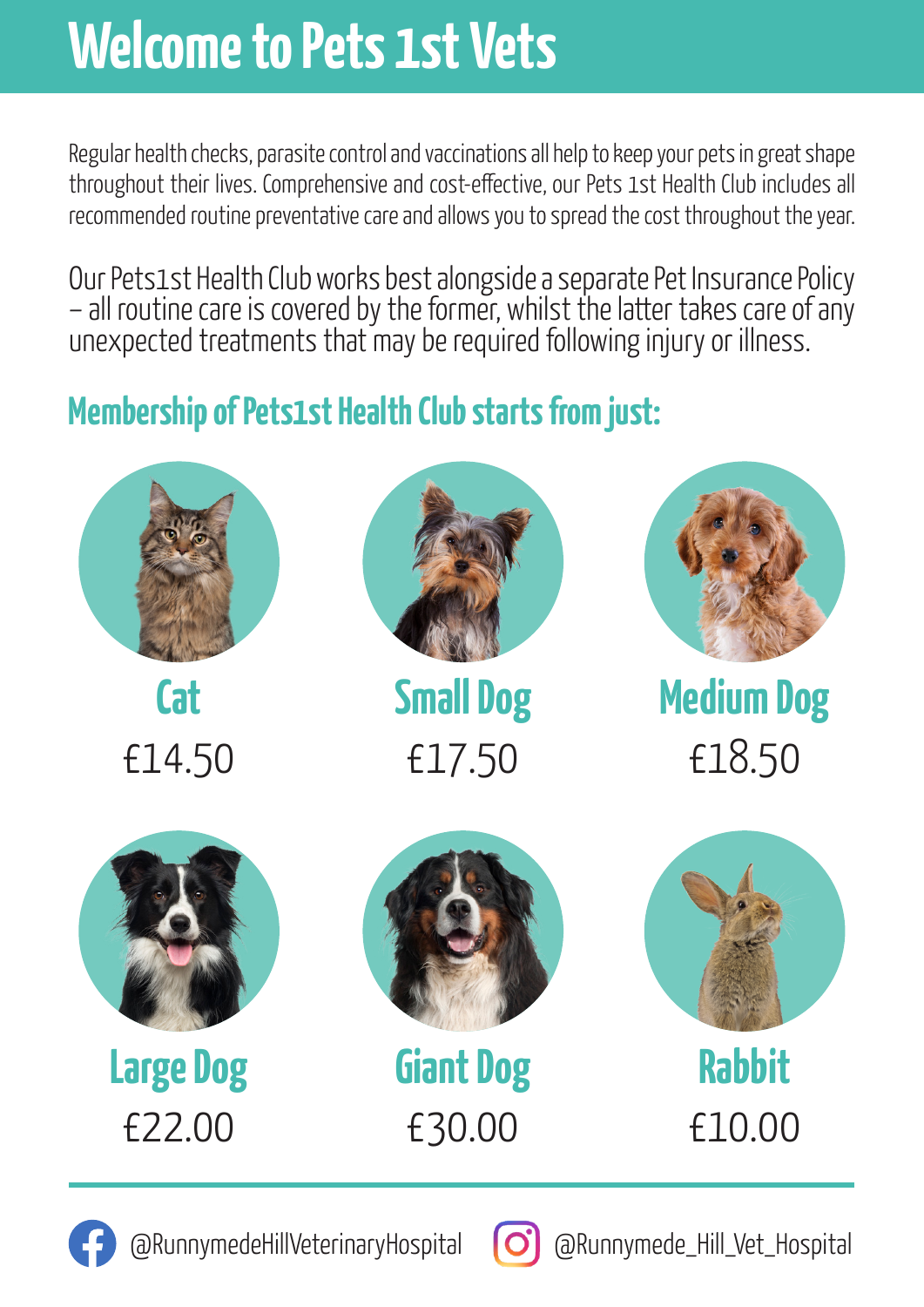# Welcome to Pets 1st Vets

Regular health checks, parasite control and vaccinations all help to keep your pets in great shape throughout their lives. Comprehensive and cost-effective, our Pets 1st Health Club includes all recommended routine preventative care and allows you to spread the cost throughout the year.

Our Pets1st Health Club works best alongside a separate Pet Insurance Policy – all routine care is covered by the former, whilst the latter takes care of any unexpected treatments that may be required following injury or illness.

## Membership of Pets1st Health Club starts from just:

**Cat**
£14.50

**Small Dog**
£17.50

**Medium Dog**
£18.50

**Large Dog**
£22.00

**Giant Dog**
£30.00

**Rabbit**
£10.00

@RunnymedeHillVeterinaryHospital

@Runnymede_Hill_Vet_Hospital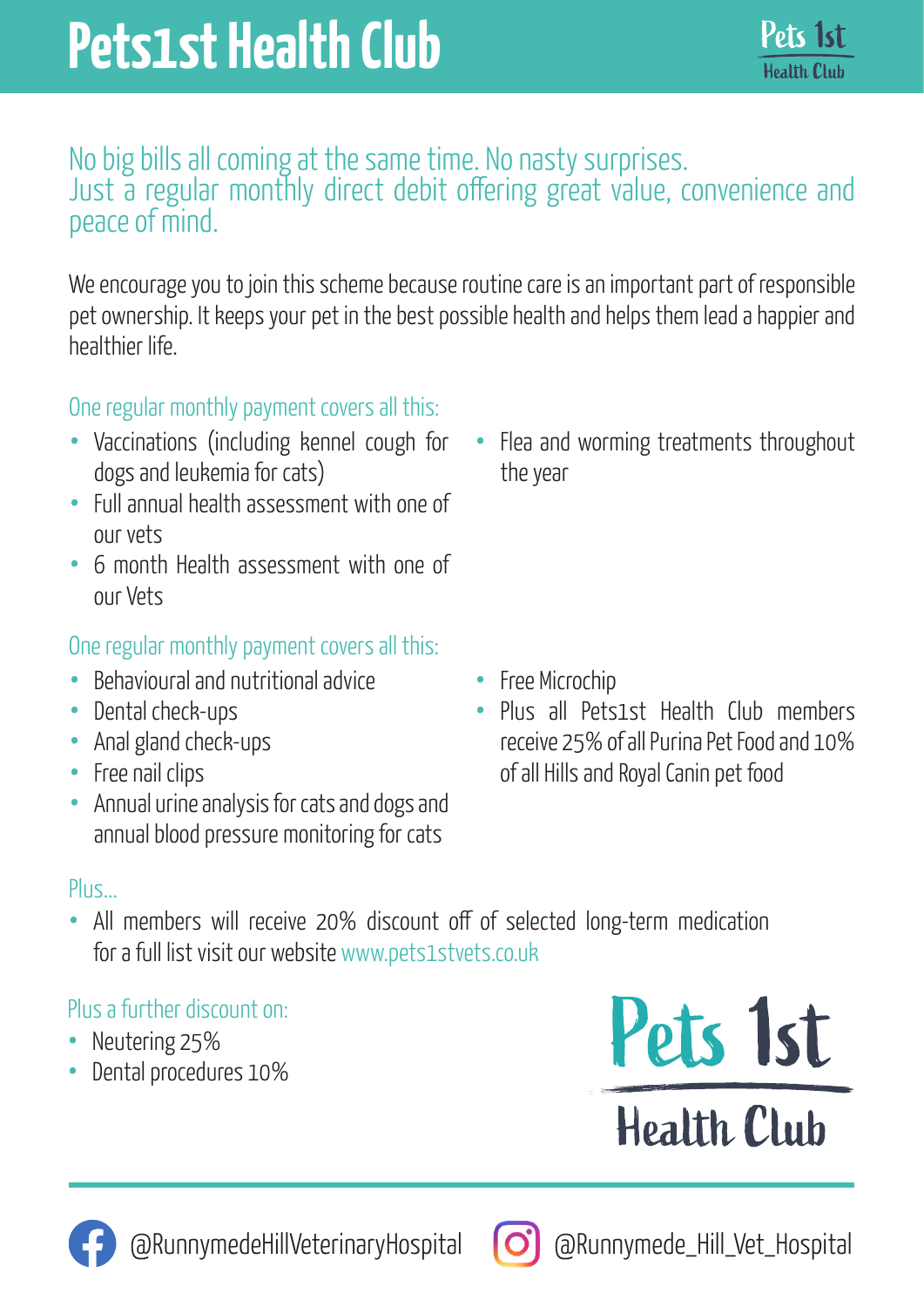# Pets1st Health Club

No big bills all coming at the same time. No nasty surprises.
Just a regular monthly direct debit offering great value, convenience and peace of mind.

We encourage you to join this scheme because routine care is an important part of responsible pet ownership. It keeps your pet in the best possible health and helps them lead a happier and healthier life.

One regular monthly payment covers all this:

- Vaccinations (including kennel cough for dogs and leukemia for cats)
- Full annual health assessment with one of our vets
- 6 month Health assessment with one of our Vets
- Flea and worming treatments throughout the year

One regular monthly payment covers all this:

- Behavioural and nutritional advice
- Dental check-ups
- Anal gland check-ups
- Free nail clips
- Annual urine analysis for cats and dogs and annual blood pressure monitoring for cats
- Free Microchip
- Plus all Pets1st Health Club members receive 25% of all Purina Pet Food and 10% of all Hills and Royal Canin pet food

Plus...

- All members will receive 20% discount off of selected long-term medication for a full list visit our website www.pets1stvets.co.uk

Plus a further discount on:

- Neutering 25%
- Dental procedures 10%

Pets 1st Health Club

@RunnymedeHillVeterinaryHospital

@Runnymede_Hill_Vet_Hospital